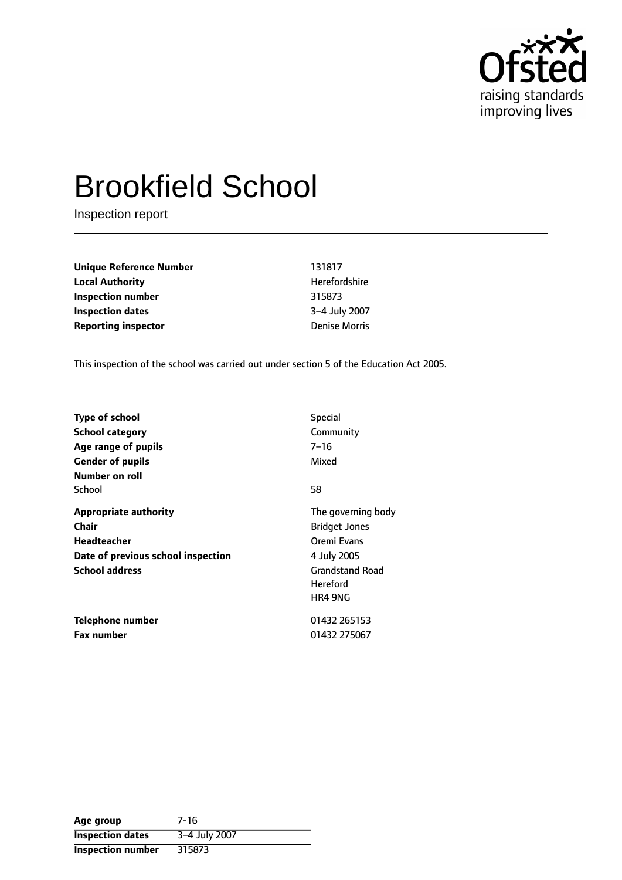# Brookfield School

Inspection report

| | |
|---|---|
| **Unique Reference Number** | 131817 |
| **Local Authority** | Herefordshire |
| **Inspection number** | 315873 |
| **Inspection dates** | 3–4 July 2007 |
| **Reporting inspector** | Denise Morris |

This inspection of the school was carried out under section 5 of the Education Act 2005.

| | |
|---|---|
| **Type of school** | Special |
| **School category** | Community |
| **Age range of pupils** | 7–16 |
| **Gender of pupils** | Mixed |
| **Number on roll** | |
| School | 58 |
| **Appropriate authority** | The governing body |
| **Chair** | Bridget Jones |
| **Headteacher** | Oremi Evans |
| **Date of previous school inspection** | 4 July 2005 |
| **School address** | Grandstand Road<br>Hereford<br>HR4 9NG |
| **Telephone number** | 01432 265153 |
| **Fax number** | 01432 275067 |

| | |
|---|---|
| **Age group** | 7-16 |
| **Inspection dates** | 3–4 July 2007 |
| **Inspection number** | 315873 |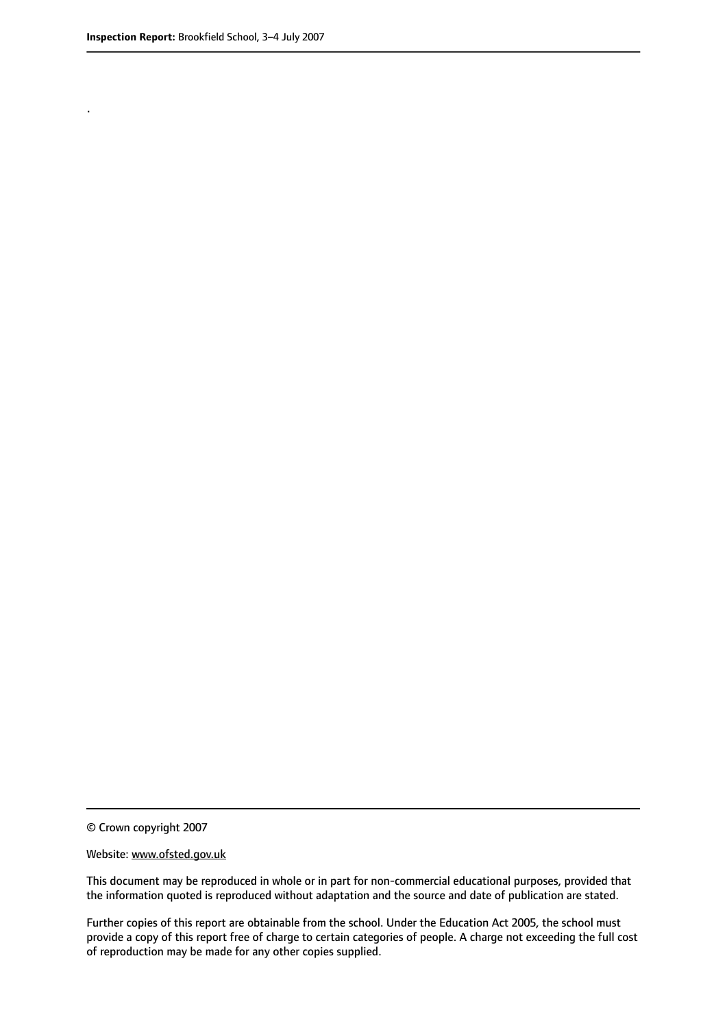.

© Crown copyright 2007

Website: www.ofsted.gov.uk

This document may be reproduced in whole or in part for non-commercial educational purposes, provided that the information quoted is reproduced without adaptation and the source and date of publication are stated.

Further copies of this report are obtainable from the school. Under the Education Act 2005, the school must provide a copy of this report free of charge to certain categories of people. A charge not exceeding the full cost of reproduction may be made for any other copies supplied.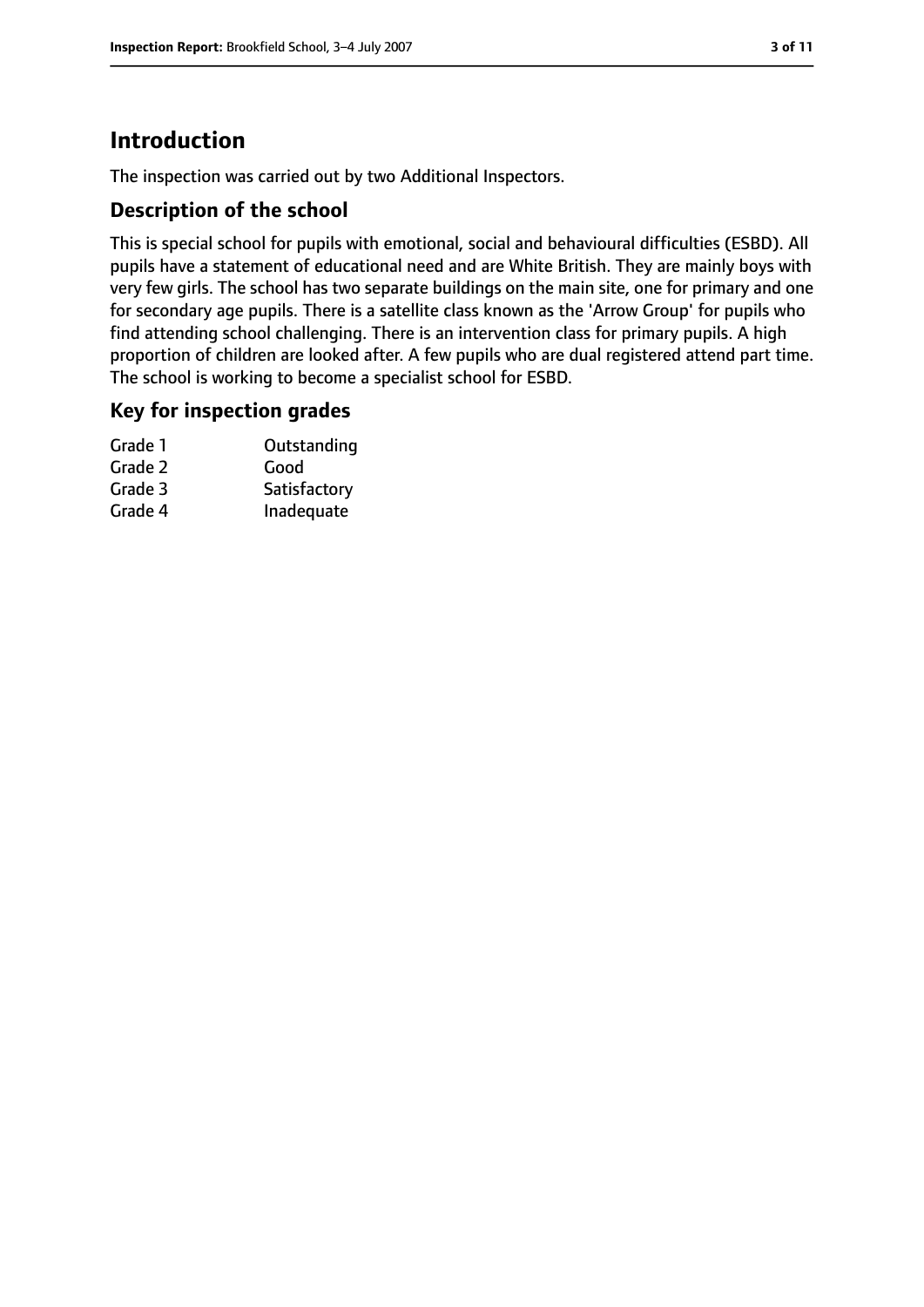# Introduction

The inspection was carried out by two Additional Inspectors.

## Description of the school

This is special school for pupils with emotional, social and behavioural difficulties (ESBD). All pupils have a statement of educational need and are White British. They are mainly boys with very few girls. The school has two separate buildings on the main site, one for primary and one for secondary age pupils. There is a satellite class known as the 'Arrow Group' for pupils who find attending school challenging. There is an intervention class for primary pupils. A high proportion of children are looked after. A few pupils who are dual registered attend part time. The school is working to become a specialist school for ESBD.

## Key for inspection grades

| | |
|---|---|
| Grade 1 | Outstanding |
| Grade 2 | Good |
| Grade 3 | Satisfactory |
| Grade 4 | Inadequate |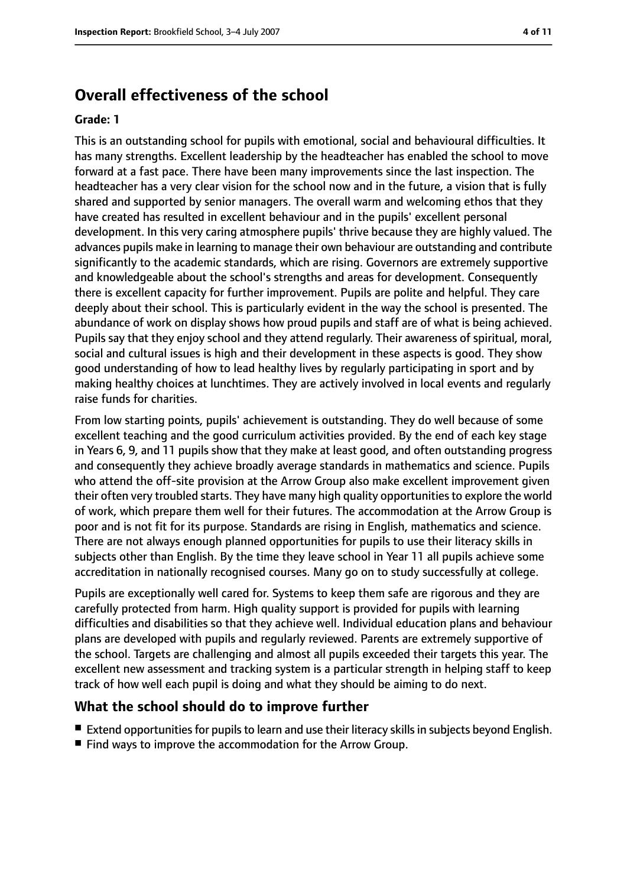## Overall effectiveness of the school

**Grade: 1**

This is an outstanding school for pupils with emotional, social and behavioural difficulties. It has many strengths. Excellent leadership by the headteacher has enabled the school to move forward at a fast pace. There have been many improvements since the last inspection. The headteacher has a very clear vision for the school now and in the future, a vision that is fully shared and supported by senior managers. The overall warm and welcoming ethos that they have created has resulted in excellent behaviour and in the pupils' excellent personal development. In this very caring atmosphere pupils' thrive because they are highly valued. The advances pupils make in learning to manage their own behaviour are outstanding and contribute significantly to the academic standards, which are rising. Governors are extremely supportive and knowledgeable about the school's strengths and areas for development. Consequently there is excellent capacity for further improvement. Pupils are polite and helpful. They care deeply about their school. This is particularly evident in the way the school is presented. The abundance of work on display shows how proud pupils and staff are of what is being achieved. Pupils say that they enjoy school and they attend regularly. Their awareness of spiritual, moral, social and cultural issues is high and their development in these aspects is good. They show good understanding of how to lead healthy lives by regularly participating in sport and by making healthy choices at lunchtimes. They are actively involved in local events and regularly raise funds for charities.

From low starting points, pupils' achievement is outstanding. They do well because of some excellent teaching and the good curriculum activities provided. By the end of each key stage in Years 6, 9, and 11 pupils show that they make at least good, and often outstanding progress and consequently they achieve broadly average standards in mathematics and science. Pupils who attend the off-site provision at the Arrow Group also make excellent improvement given their often very troubled starts. They have many high quality opportunities to explore the world of work, which prepare them well for their futures. The accommodation at the Arrow Group is poor and is not fit for its purpose. Standards are rising in English, mathematics and science. There are not always enough planned opportunities for pupils to use their literacy skills in subjects other than English. By the time they leave school in Year 11 all pupils achieve some accreditation in nationally recognised courses. Many go on to study successfully at college.

Pupils are exceptionally well cared for. Systems to keep them safe are rigorous and they are carefully protected from harm. High quality support is provided for pupils with learning difficulties and disabilities so that they achieve well. Individual education plans and behaviour plans are developed with pupils and regularly reviewed. Parents are extremely supportive of the school. Targets are challenging and almost all pupils exceeded their targets this year. The excellent new assessment and tracking system is a particular strength in helping staff to keep track of how well each pupil is doing and what they should be aiming to do next.

### What the school should do to improve further

- Extend opportunities for pupils to learn and use their literacy skills in subjects beyond English.
- Find ways to improve the accommodation for the Arrow Group.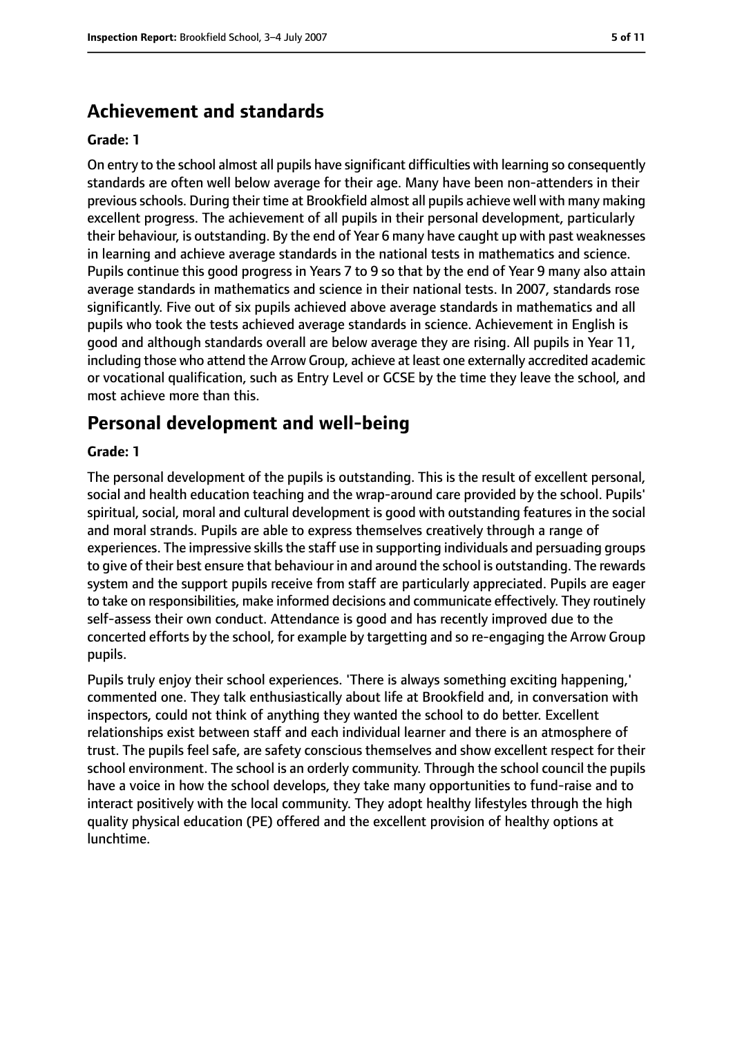## Achievement and standards

**Grade: 1**

On entry to the school almost all pupils have significant difficulties with learning so consequently standards are often well below average for their age. Many have been non-attenders in their previous schools. During their time at Brookfield almost all pupils achieve well with many making excellent progress. The achievement of all pupils in their personal development, particularly their behaviour, is outstanding. By the end of Year 6 many have caught up with past weaknesses in learning and achieve average standards in the national tests in mathematics and science. Pupils continue this good progress in Years 7 to 9 so that by the end of Year 9 many also attain average standards in mathematics and science in their national tests. In 2007, standards rose significantly. Five out of six pupils achieved above average standards in mathematics and all pupils who took the tests achieved average standards in science. Achievement in English is good and although standards overall are below average they are rising. All pupils in Year 11, including those who attend the Arrow Group, achieve at least one externally accredited academic or vocational qualification, such as Entry Level or GCSE by the time they leave the school, and most achieve more than this.

## Personal development and well-being

**Grade: 1**

The personal development of the pupils is outstanding. This is the result of excellent personal, social and health education teaching and the wrap-around care provided by the school. Pupils' spiritual, social, moral and cultural development is good with outstanding features in the social and moral strands. Pupils are able to express themselves creatively through a range of experiences. The impressive skills the staff use in supporting individuals and persuading groups to give of their best ensure that behaviour in and around the school is outstanding. The rewards system and the support pupils receive from staff are particularly appreciated. Pupils are eager to take on responsibilities, make informed decisions and communicate effectively. They routinely self-assess their own conduct. Attendance is good and has recently improved due to the concerted efforts by the school, for example by targetting and so re-engaging the Arrow Group pupils.

Pupils truly enjoy their school experiences. 'There is always something exciting happening,' commented one. They talk enthusiastically about life at Brookfield and, in conversation with inspectors, could not think of anything they wanted the school to do better. Excellent relationships exist between staff and each individual learner and there is an atmosphere of trust. The pupils feel safe, are safety conscious themselves and show excellent respect for their school environment. The school is an orderly community. Through the school council the pupils have a voice in how the school develops, they take many opportunities to fund-raise and to interact positively with the local community. They adopt healthy lifestyles through the high quality physical education (PE) offered and the excellent provision of healthy options at lunchtime.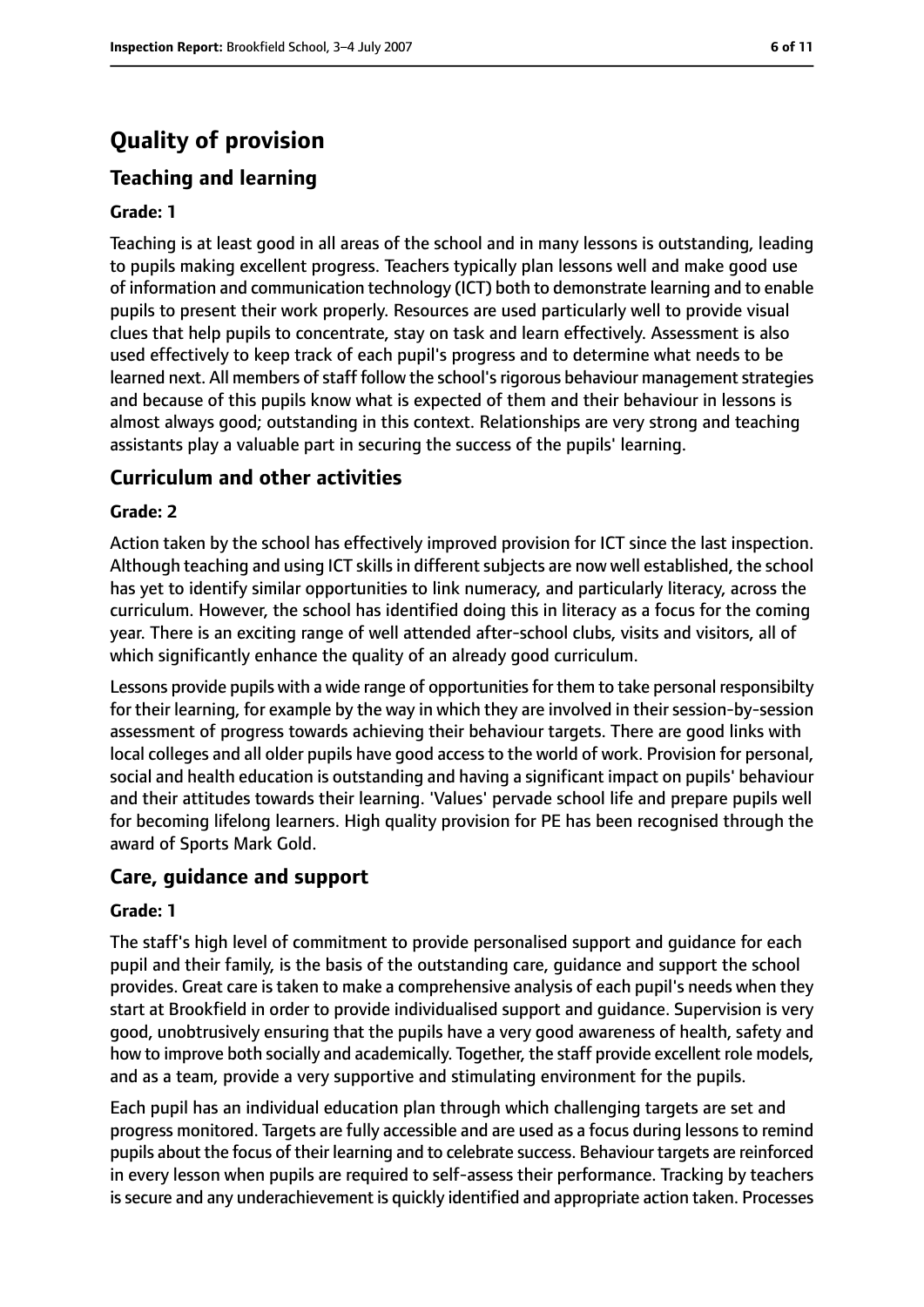# Quality of provision

## Teaching and learning

**Grade: 1**

Teaching is at least good in all areas of the school and in many lessons is outstanding, leading to pupils making excellent progress. Teachers typically plan lessons well and make good use of information and communication technology (ICT) both to demonstrate learning and to enable pupils to present their work properly. Resources are used particularly well to provide visual clues that help pupils to concentrate, stay on task and learn effectively. Assessment is also used effectively to keep track of each pupil's progress and to determine what needs to be learned next. All members of staff follow the school's rigorous behaviour management strategies and because of this pupils know what is expected of them and their behaviour in lessons is almost always good; outstanding in this context. Relationships are very strong and teaching assistants play a valuable part in securing the success of the pupils' learning.

## Curriculum and other activities

**Grade: 2**

Action taken by the school has effectively improved provision for ICT since the last inspection. Although teaching and using ICT skills in different subjects are now well established, the school has yet to identify similar opportunities to link numeracy, and particularly literacy, across the curriculum. However, the school has identified doing this in literacy as a focus for the coming year. There is an exciting range of well attended after-school clubs, visits and visitors, all of which significantly enhance the quality of an already good curriculum.

Lessons provide pupils with a wide range of opportunities for them to take personal responsibilty for their learning, for example by the way in which they are involved in their session-by-session assessment of progress towards achieving their behaviour targets. There are good links with local colleges and all older pupils have good access to the world of work. Provision for personal, social and health education is outstanding and having a significant impact on pupils' behaviour and their attitudes towards their learning. 'Values' pervade school life and prepare pupils well for becoming lifelong learners. High quality provision for PE has been recognised through the award of Sports Mark Gold.

## Care, guidance and support

**Grade: 1**

The staff's high level of commitment to provide personalised support and guidance for each pupil and their family, is the basis of the outstanding care, guidance and support the school provides. Great care is taken to make a comprehensive analysis of each pupil's needs when they start at Brookfield in order to provide individualised support and guidance. Supervision is very good, unobtrusively ensuring that the pupils have a very good awareness of health, safety and how to improve both socially and academically. Together, the staff provide excellent role models, and as a team, provide a very supportive and stimulating environment for the pupils.

Each pupil has an individual education plan through which challenging targets are set and progress monitored. Targets are fully accessible and are used as a focus during lessons to remind pupils about the focus of their learning and to celebrate success. Behaviour targets are reinforced in every lesson when pupils are required to self-assess their performance. Tracking by teachers is secure and any underachievement is quickly identified and appropriate action taken. Processes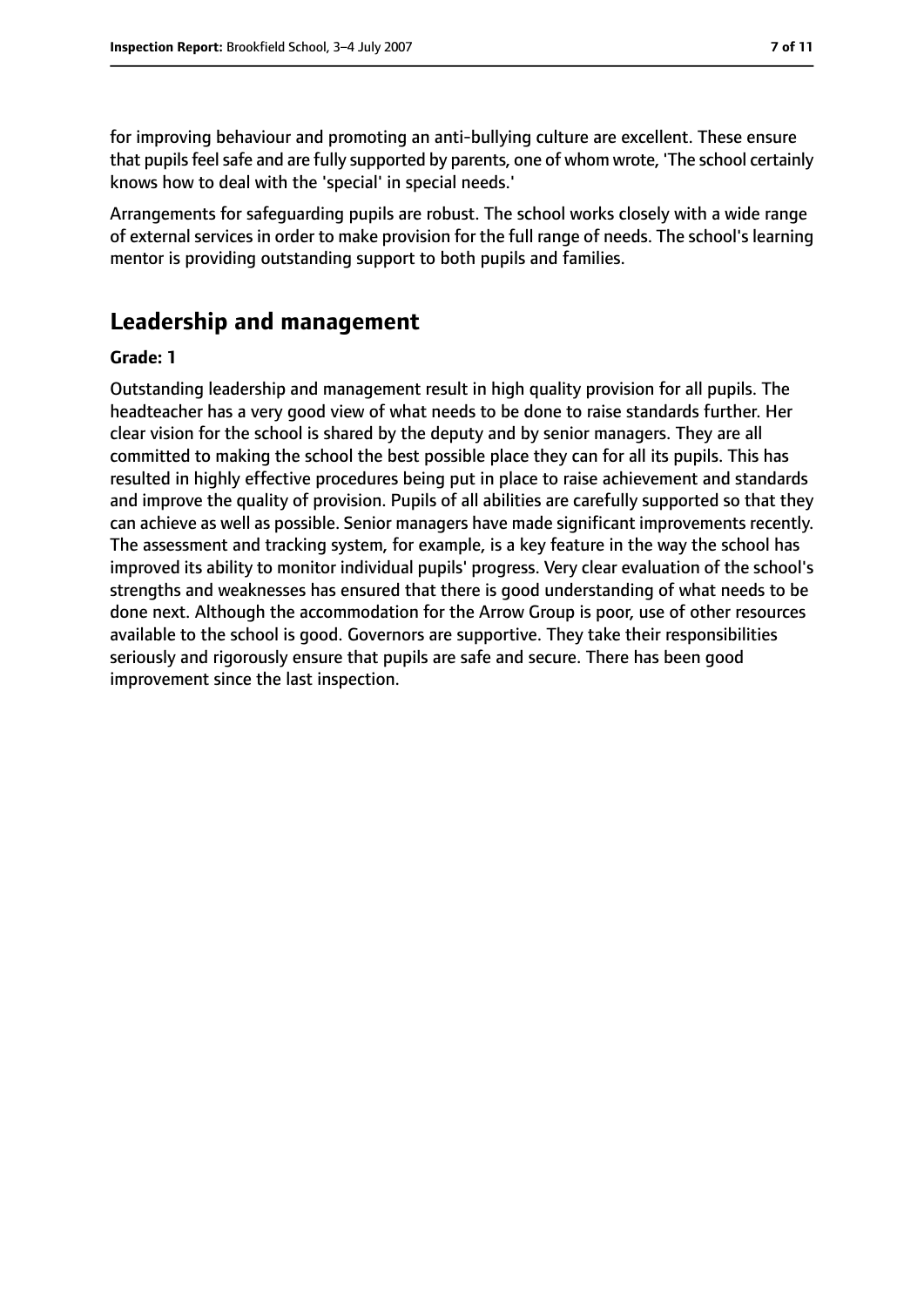for improving behaviour and promoting an anti-bullying culture are excellent. These ensure that pupils feel safe and are fully supported by parents, one of whom wrote, 'The school certainly knows how to deal with the 'special' in special needs.'

Arrangements for safeguarding pupils are robust. The school works closely with a wide range of external services in order to make provision for the full range of needs. The school's learning mentor is providing outstanding support to both pupils and families.

## Leadership and management

**Grade: 1**

Outstanding leadership and management result in high quality provision for all pupils. The headteacher has a very good view of what needs to be done to raise standards further. Her clear vision for the school is shared by the deputy and by senior managers. They are all committed to making the school the best possible place they can for all its pupils. This has resulted in highly effective procedures being put in place to raise achievement and standards and improve the quality of provision. Pupils of all abilities are carefully supported so that they can achieve as well as possible. Senior managers have made significant improvements recently. The assessment and tracking system, for example, is a key feature in the way the school has improved its ability to monitor individual pupils' progress. Very clear evaluation of the school's strengths and weaknesses has ensured that there is good understanding of what needs to be done next. Although the accommodation for the Arrow Group is poor, use of other resources available to the school is good. Governors are supportive. They take their responsibilities seriously and rigorously ensure that pupils are safe and secure. There has been good improvement since the last inspection.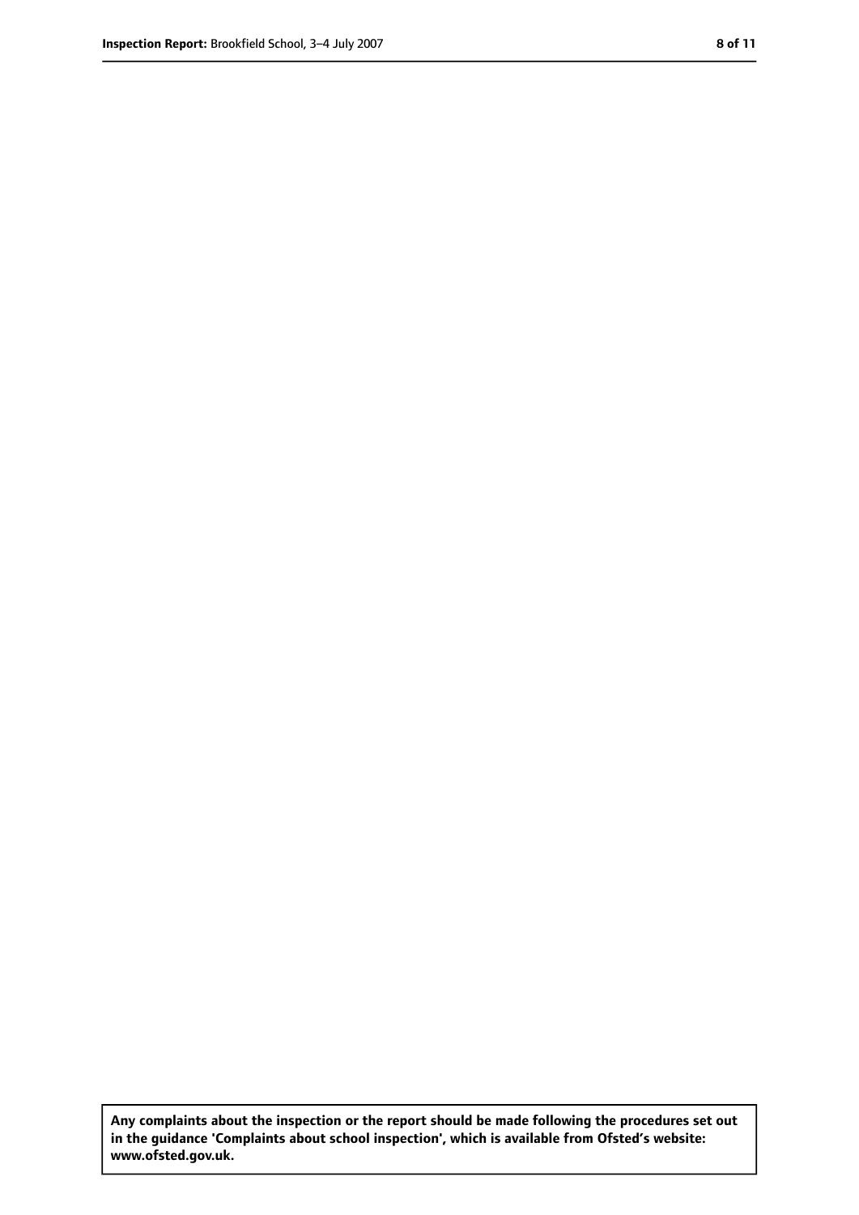**Any complaints about the inspection or the report should be made following the procedures set out in the guidance 'Complaints about school inspection', which is available from Ofsted's website: www.ofsted.gov.uk.**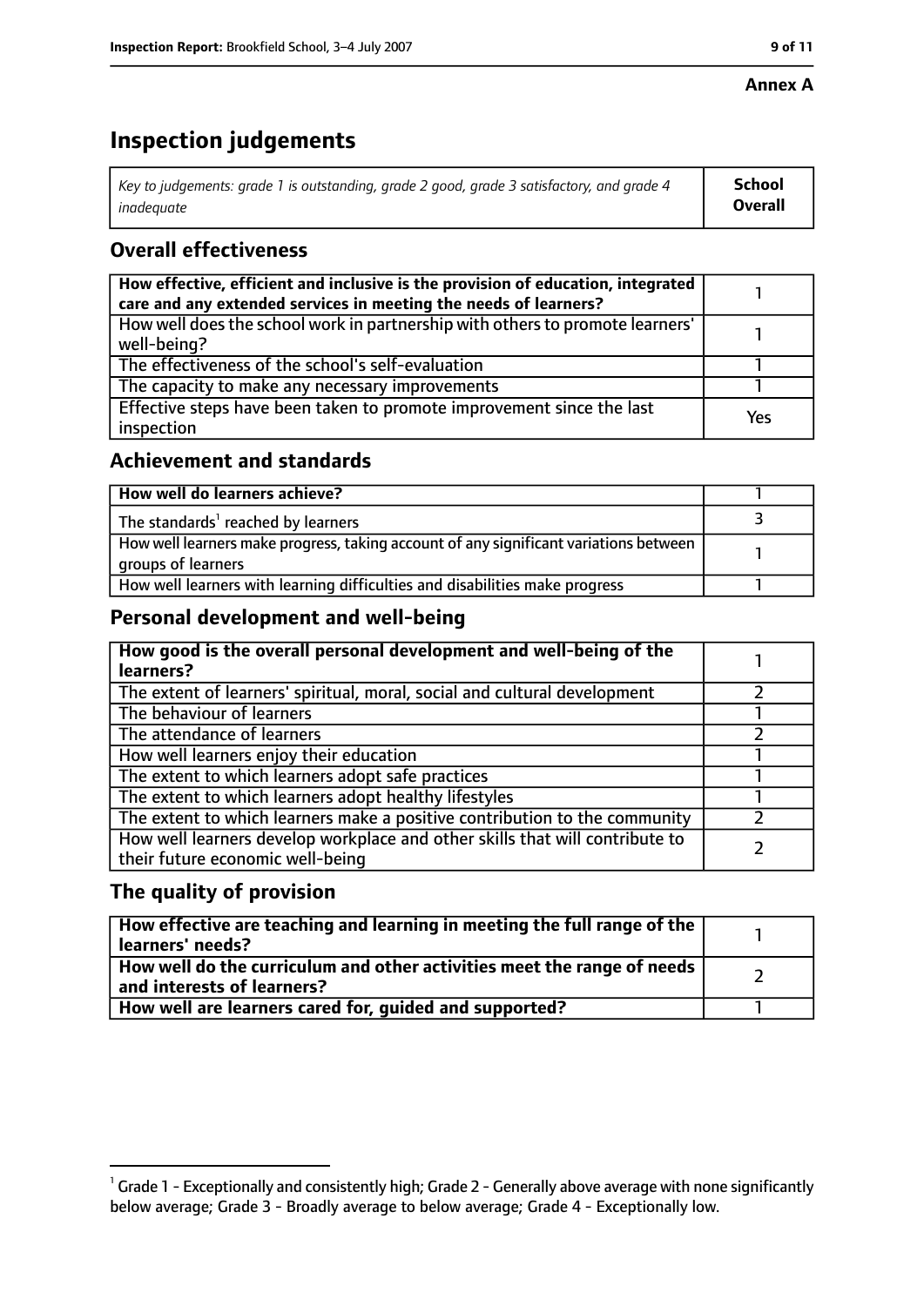**Annex A**

# Inspection judgements

| *Key to judgements: grade 1 is outstanding, grade 2 good, grade 3 satisfactory, and grade 4 inadequate* | **School Overall** |
|---|---|

## Overall effectiveness

| | |
|---|---|
| **How effective, efficient and inclusive is the provision of education, integrated care and any extended services in meeting the needs of learners?** | 1 |
| How well does the school work in partnership with others to promote learners' well-being? | 1 |
| The effectiveness of the school's self-evaluation | 1 |
| The capacity to make any necessary improvements | 1 |
| Effective steps have been taken to promote improvement since the last inspection | Yes |

## Achievement and standards

| | |
|---|---|
| **How well do learners achieve?** | 1 |
| The standards[1] reached by learners | 3 |
| How well learners make progress, taking account of any significant variations between groups of learners | 1 |
| How well learners with learning difficulties and disabilities make progress | 1 |

## Personal development and well-being

| | |
|---|---|
| **How good is the overall personal development and well-being of the learners?** | 1 |
| The extent of learners' spiritual, moral, social and cultural development | 2 |
| The behaviour of learners | 1 |
| The attendance of learners | 2 |
| How well learners enjoy their education | 1 |
| The extent to which learners adopt safe practices | 1 |
| The extent to which learners adopt healthy lifestyles | 1 |
| The extent to which learners make a positive contribution to the community | 2 |
| How well learners develop workplace and other skills that will contribute to their future economic well-being | 2 |

## The quality of provision

| | |
|---|---|
| **How effective are teaching and learning in meeting the full range of the learners' needs?** | 1 |
| **How well do the curriculum and other activities meet the range of needs and interests of learners?** | 2 |
| **How well are learners cared for, guided and supported?** | 1 |

[1] Grade 1 - Exceptionally and consistently high; Grade 2 - Generally above average with none significantly below average; Grade 3 - Broadly average to below average; Grade 4 - Exceptionally low.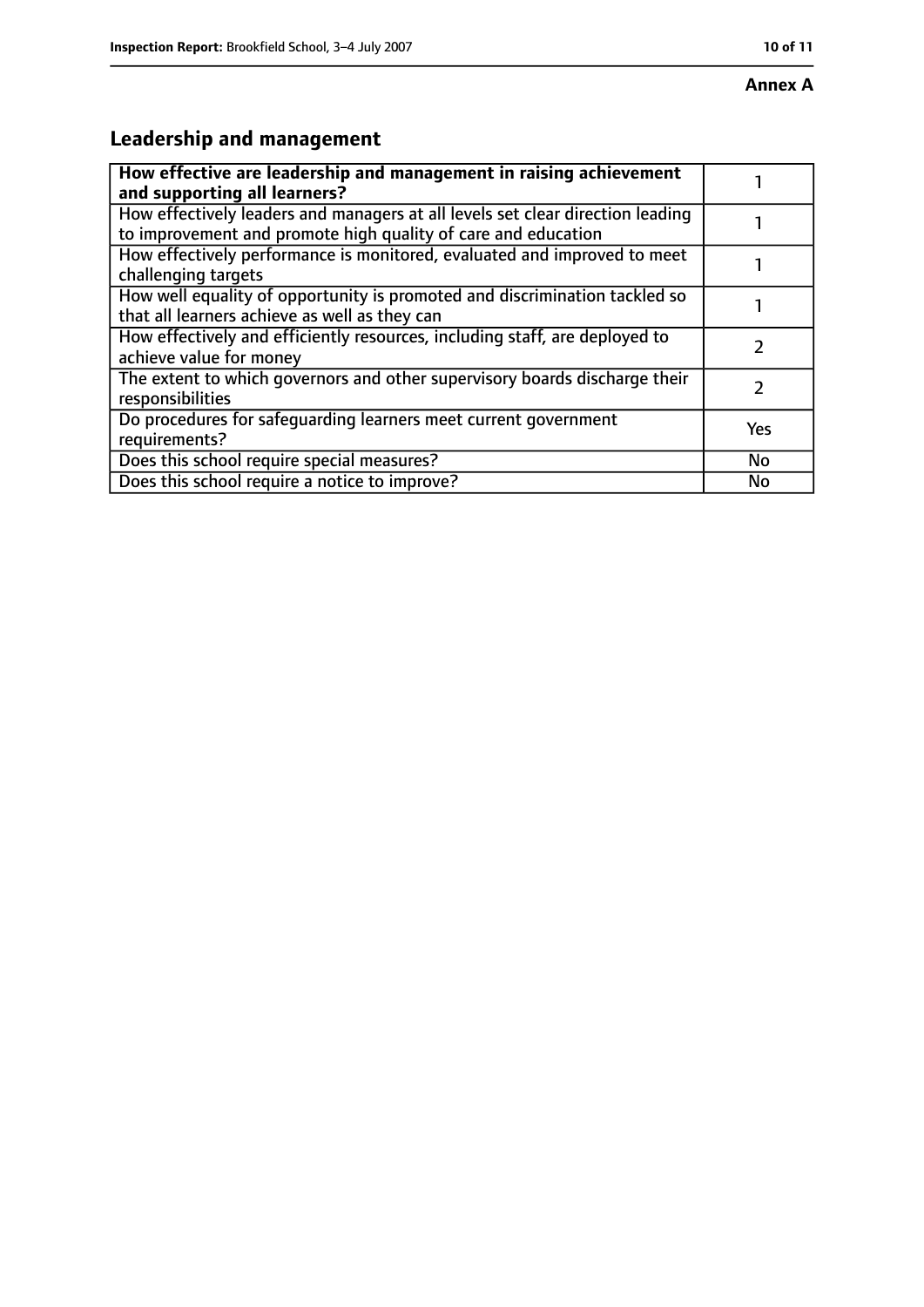**Annex A**

## Leadership and management

| **How effective are leadership and management in raising achievement and supporting all learners?** | 1 |
|---|---|
| How effectively leaders and managers at all levels set clear direction leading to improvement and promote high quality of care and education | 1 |
| How effectively performance is monitored, evaluated and improved to meet challenging targets | 1 |
| How well equality of opportunity is promoted and discrimination tackled so that all learners achieve as well as they can | 1 |
| How effectively and efficiently resources, including staff, are deployed to achieve value for money | 2 |
| The extent to which governors and other supervisory boards discharge their responsibilities | 2 |
| Do procedures for safeguarding learners meet current government requirements? | Yes |
| Does this school require special measures? | No |
| Does this school require a notice to improve? | No |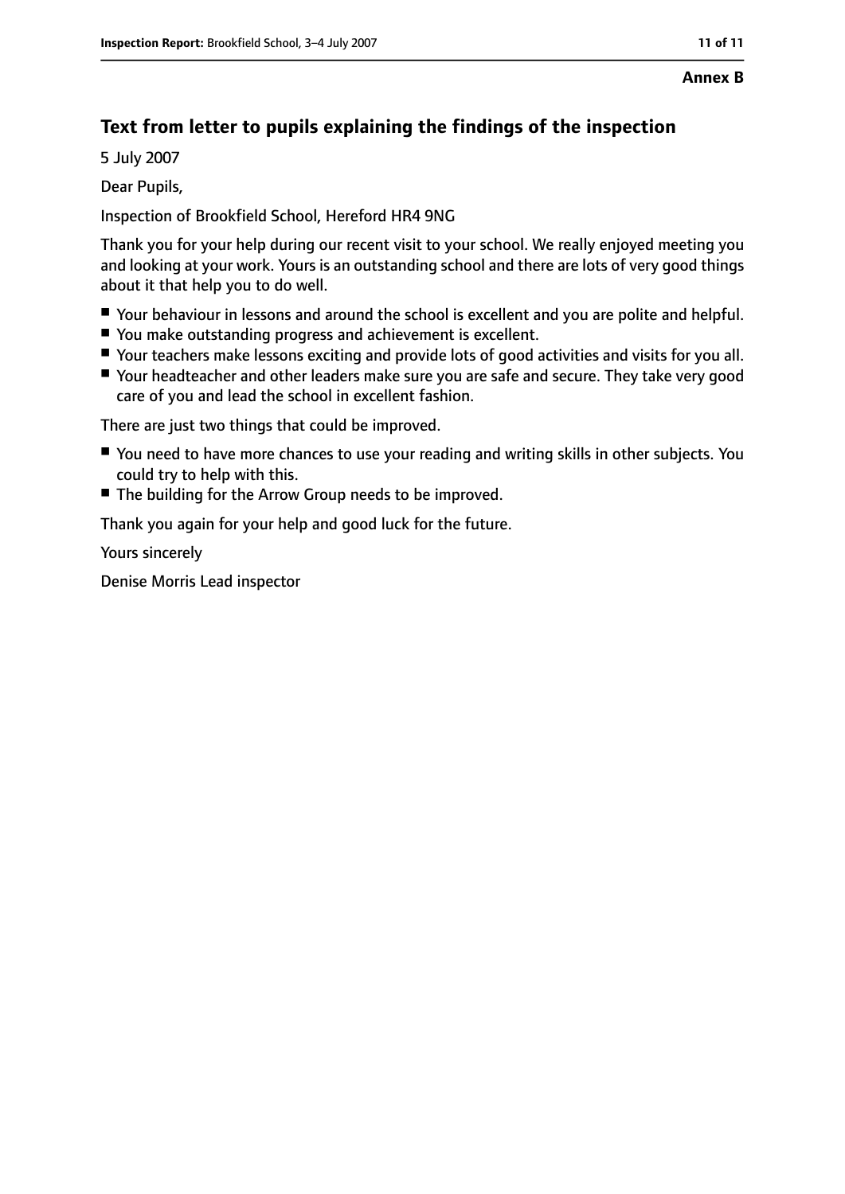Annex B

## Text from letter to pupils explaining the findings of the inspection

5 July 2007

Dear Pupils,

Inspection of Brookfield School, Hereford HR4 9NG

Thank you for your help during our recent visit to your school. We really enjoyed meeting you and looking at your work. Yours is an outstanding school and there are lots of very good things about it that help you to do well.

- Your behaviour in lessons and around the school is excellent and you are polite and helpful.
- You make outstanding progress and achievement is excellent.
- Your teachers make lessons exciting and provide lots of good activities and visits for you all.
- Your headteacher and other leaders make sure you are safe and secure. They take very good care of you and lead the school in excellent fashion.

There are just two things that could be improved.

- You need to have more chances to use your reading and writing skills in other subjects. You could try to help with this.
- The building for the Arrow Group needs to be improved.

Thank you again for your help and good luck for the future.

Yours sincerely

Denise Morris Lead inspector